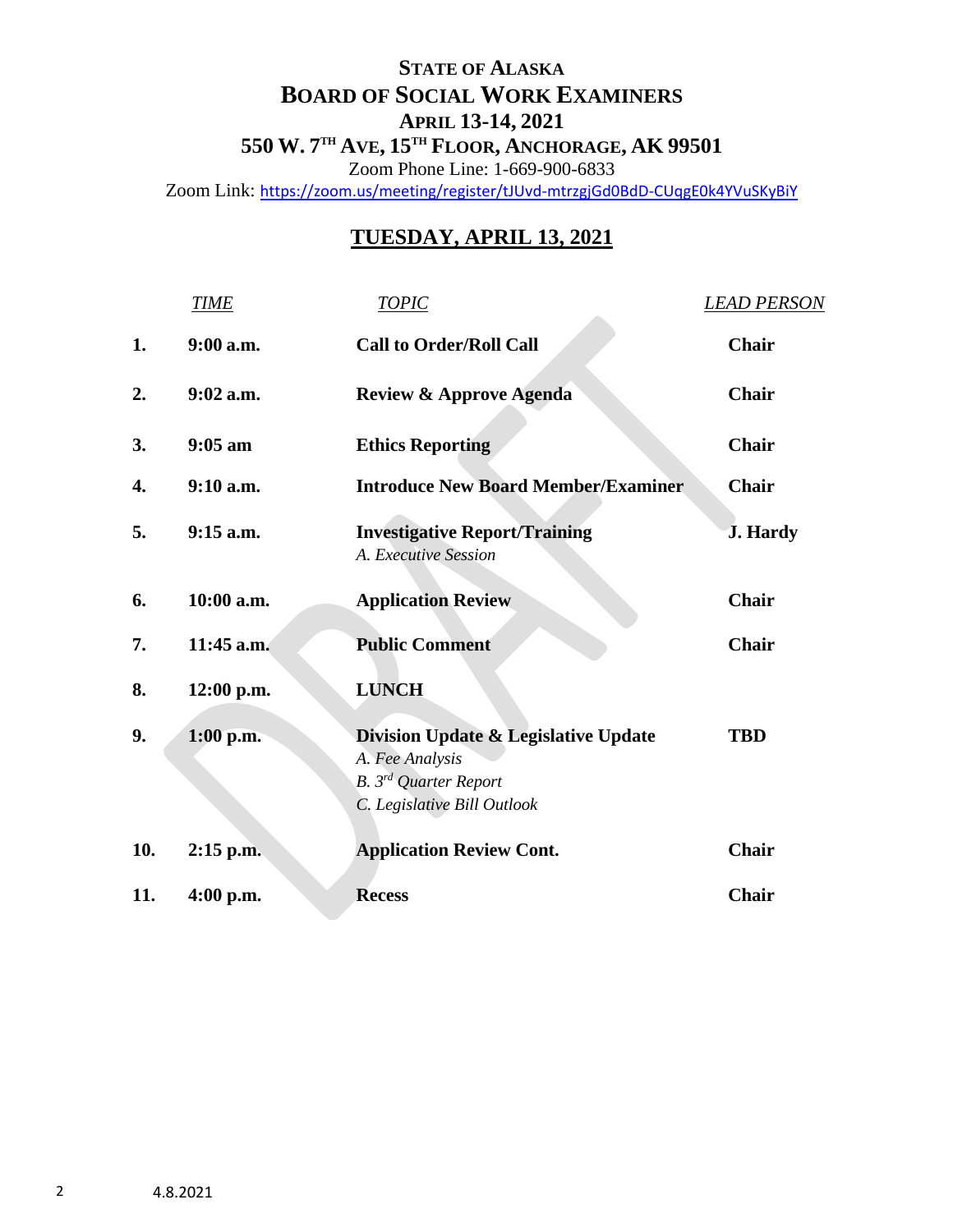# STATE OF ALASKA
# BOARD OF SOCIAL WORK EXAMINERS
## APRIL 13-14, 2021
## 550 W. 7TH AVE, 15TH FLOOR, ANCHORAGE, AK 99501

Zoom Phone Line: 1-669-900-6833

Zoom Link: https://zoom.us/meeting/register/tJUvd-mtrzgjGd0BdD-CUqgE0k4YVuSKyBiY

## TUESDAY, APRIL 13, 2021

| | *TIME* | *TOPIC* | *LEAD PERSON* |
|---|---|---|---|
| **1.** | **9:00 a.m.** | **Call to Order/Roll Call** | **Chair** |
| **2.** | **9:02 a.m.** | **Review & Approve Agenda** | **Chair** |
| **3.** | **9:05 am** | **Ethics Reporting** | **Chair** |
| **4.** | **9:10 a.m.** | **Introduce New Board Member/Examiner** | **Chair** |
| **5.** | **9:15 a.m.** | **Investigative Report/Training**<br>*A. Executive Session* | **J. Hardy** |
| **6.** | **10:00 a.m.** | **Application Review** | **Chair** |
| **7.** | **11:45 a.m.** | **Public Comment** | **Chair** |
| **8.** | **12:00 p.m.** | **LUNCH** | |
| **9.** | **1:00 p.m.** | **Division Update & Legislative Update**<br>*A. Fee Analysis*<br>*B. 3rd Quarter Report*<br>*C. Legislative Bill Outlook* | **TBD** |
| **10.** | **2:15 p.m.** | **Application Review Cont.** | **Chair** |
| **11.** | **4:00 p.m.** | **Recess** | **Chair** |

4.8.2021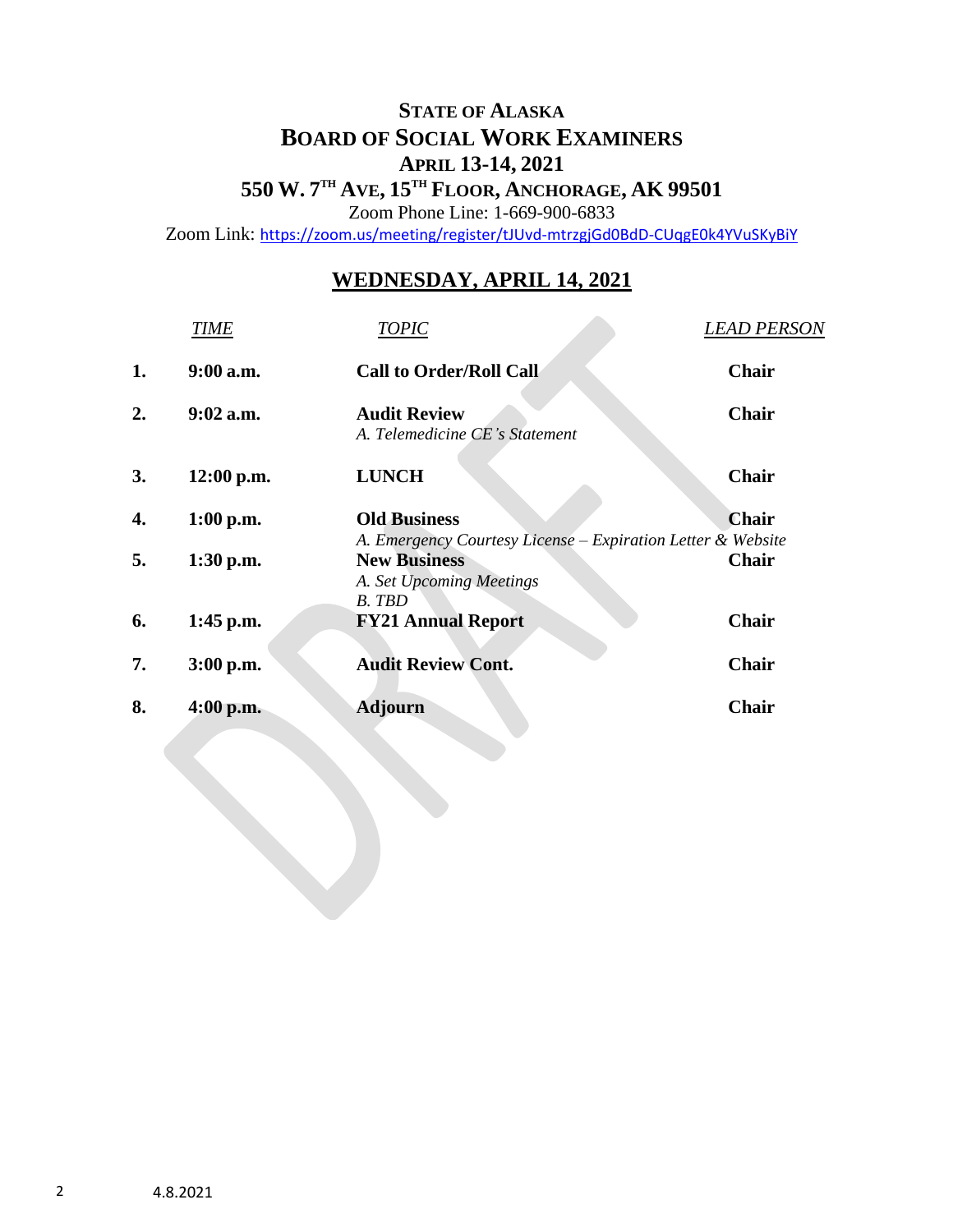# State of Alaska
# Board of Social Work Examiners
## April 13-14, 2021
## 550 W. 7th Ave, 15th Floor, Anchorage, AK 99501

Zoom Phone Line: 1-669-900-6833

Zoom Link: https://zoom.us/meeting/register/tJUvd-mtrzgjGd0BdD-CUqgE0k4YVuSKyBiY

## WEDNESDAY, APRIL 14, 2021

| | *TIME* | *TOPIC* | *LEAD PERSON* |
|---|---|---|---|
| **1.** | **9:00 a.m.** | **Call to Order/Roll Call** | **Chair** |
| **2.** | **9:02 a.m.** | **Audit Review**<br>*A. Telemedicine CE's Statement* | **Chair** |
| **3.** | **12:00 p.m.** | **LUNCH** | **Chair** |
| **4.** | **1:00 p.m.** | **Old Business**<br>*A. Emergency Courtesy License – Expiration Letter & Website* | **Chair** |
| **5.** | **1:30 p.m.** | **New Business**<br>*A. Set Upcoming Meetings*<br>*B. TBD* | **Chair** |
| **6.** | **1:45 p.m.** | **FY21 Annual Report** | **Chair** |
| **7.** | **3:00 p.m.** | **Audit Review Cont.** | **Chair** |
| **8.** | **4:00 p.m.** | **Adjourn** | **Chair** |

DRAFT

4.8.2021